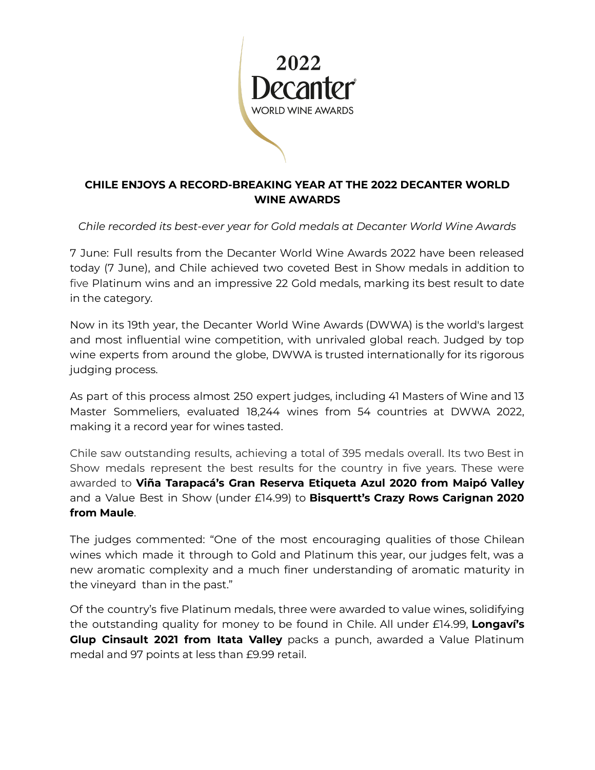2022 Decanter WORLD WINE AWARDS

# CHILE ENJOYS A RECORD-BREAKING YEAR AT THE 2022 DECANTER WORLD WINE AWARDS

*Chile recorded its best-ever year for Gold medals at Decanter World Wine Awards*

7 June: Full results from the Decanter World Wine Awards 2022 have been released today (7 June), and Chile achieved two coveted Best in Show medals in addition to five Platinum wins and an impressive 22 Gold medals, marking its best result to date in the category.

Now in its 19th year, the Decanter World Wine Awards (DWWA) is the world's largest and most influential wine competition, with unrivaled global reach. Judged by top wine experts from around the globe, DWWA is trusted internationally for its rigorous judging process.

As part of this process almost 250 expert judges, including 41 Masters of Wine and 13 Master Sommeliers, evaluated 18,244 wines from 54 countries at DWWA 2022, making it a record year for wines tasted.

Chile saw outstanding results, achieving a total of 395 medals overall. Its two Best in Show medals represent the best results for the country in five years. These were awarded to **Viña Tarapacá's Gran Reserva Etiqueta Azul 2020 from Maipó Valley** and a Value Best in Show (under £14.99) to **Bisquertt's Crazy Rows Carignan 2020 from Maule**.

The judges commented: "One of the most encouraging qualities of those Chilean wines which made it through to Gold and Platinum this year, our judges felt, was a new aromatic complexity and a much finer understanding of aromatic maturity in the vineyard than in the past."

Of the country's five Platinum medals, three were awarded to value wines, solidifying the outstanding quality for money to be found in Chile. All under £14.99, **Longaví's Glup Cinsault 2021 from Itata Valley** packs a punch, awarded a Value Platinum medal and 97 points at less than £9.99 retail.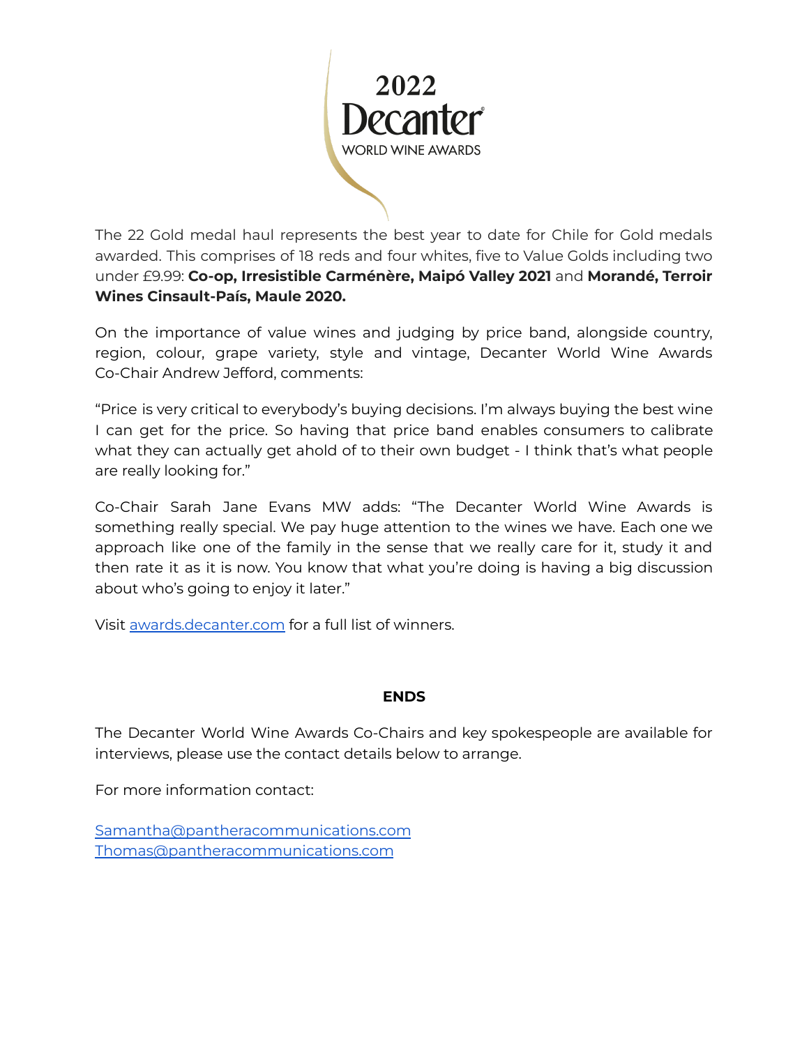The 22 Gold medal haul represents the best year to date for Chile for Gold medals awarded. This comprises of 18 reds and four whites, five to Value Golds including two under £9.99: **Co-op, Irresistible Carménère, Maipó Valley 2021** and **Morandé, Terroir Wines Cinsault-País, Maule 2020.**

On the importance of value wines and judging by price band, alongside country, region, colour, grape variety, style and vintage, Decanter World Wine Awards Co-Chair Andrew Jefford, comments:

"Price is very critical to everybody's buying decisions. I'm always buying the best wine I can get for the price. So having that price band enables consumers to calibrate what they can actually get ahold of to their own budget - I think that's what people are really looking for."

Co-Chair Sarah Jane Evans MW adds: "The Decanter World Wine Awards is something really special. We pay huge attention to the wines we have. Each one we approach like one of the family in the sense that we really care for it, study it and then rate it as it is now. You know that what you're doing is having a big discussion about who's going to enjoy it later."

Visit [awards.decanter.com](awards.decanter.com) for a full list of winners.

**ENDS**

The Decanter World Wine Awards Co-Chairs and key spokespeople are available for interviews, please use the contact details below to arrange.

For more information contact:

Samantha@pantheracommunications.com
Thomas@pantheracommunications.com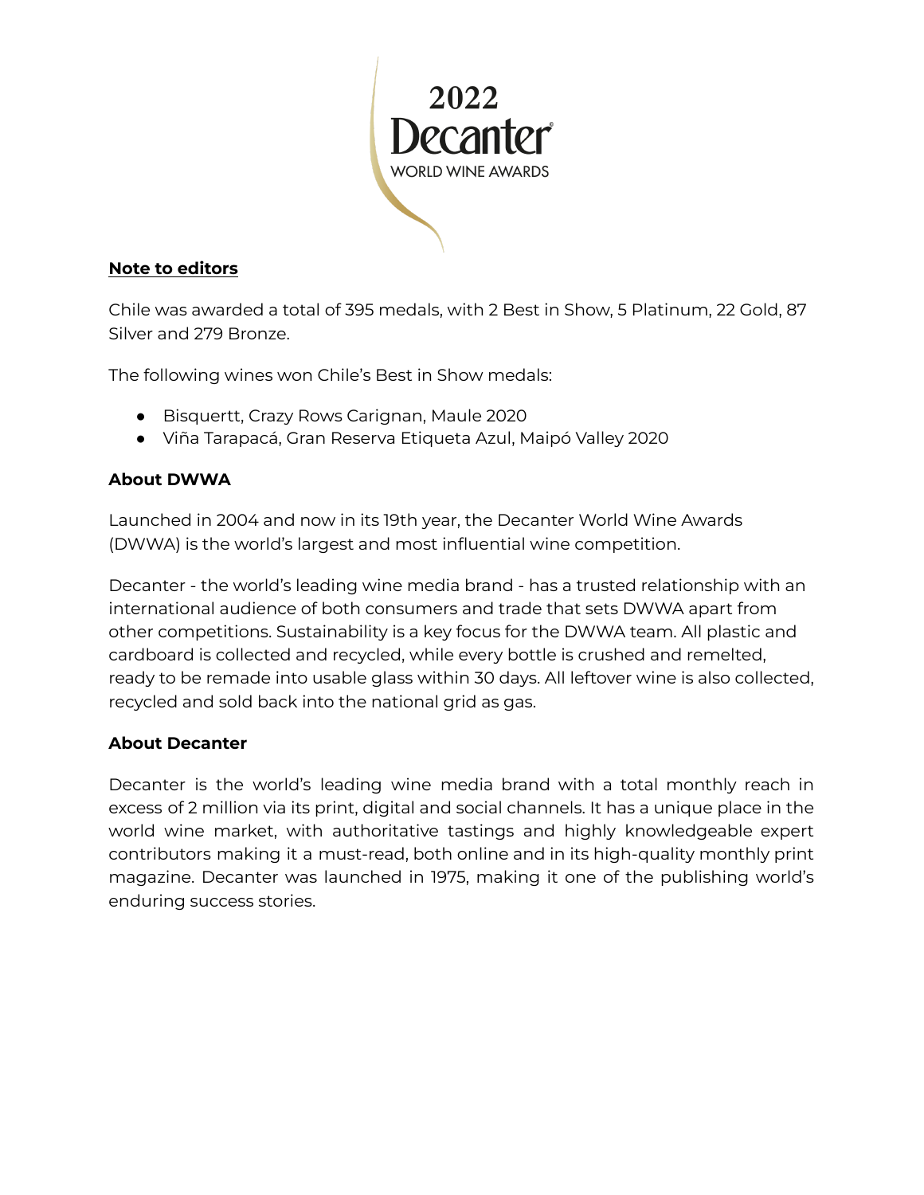2022 Decanter WORLD WINE AWARDS

**Note to editors**

Chile was awarded a total of 395 medals, with 2 Best in Show, 5 Platinum, 22 Gold, 87 Silver and 279 Bronze.

The following wines won Chile's Best in Show medals:

- Bisquertt, Crazy Rows Carignan, Maule 2020
- Viña Tarapacá, Gran Reserva Etiqueta Azul, Maipó Valley 2020

**About DWWA**

Launched in 2004 and now in its 19th year, the Decanter World Wine Awards (DWWA) is the world's largest and most influential wine competition.

Decanter - the world's leading wine media brand - has a trusted relationship with an international audience of both consumers and trade that sets DWWA apart from other competitions. Sustainability is a key focus for the DWWA team. All plastic and cardboard is collected and recycled, while every bottle is crushed and remelted, ready to be remade into usable glass within 30 days. All leftover wine is also collected, recycled and sold back into the national grid as gas.

**About Decanter**

Decanter is the world's leading wine media brand with a total monthly reach in excess of 2 million via its print, digital and social channels. It has a unique place in the world wine market, with authoritative tastings and highly knowledgeable expert contributors making it a must-read, both online and in its high-quality monthly print magazine. Decanter was launched in 1975, making it one of the publishing world's enduring success stories.